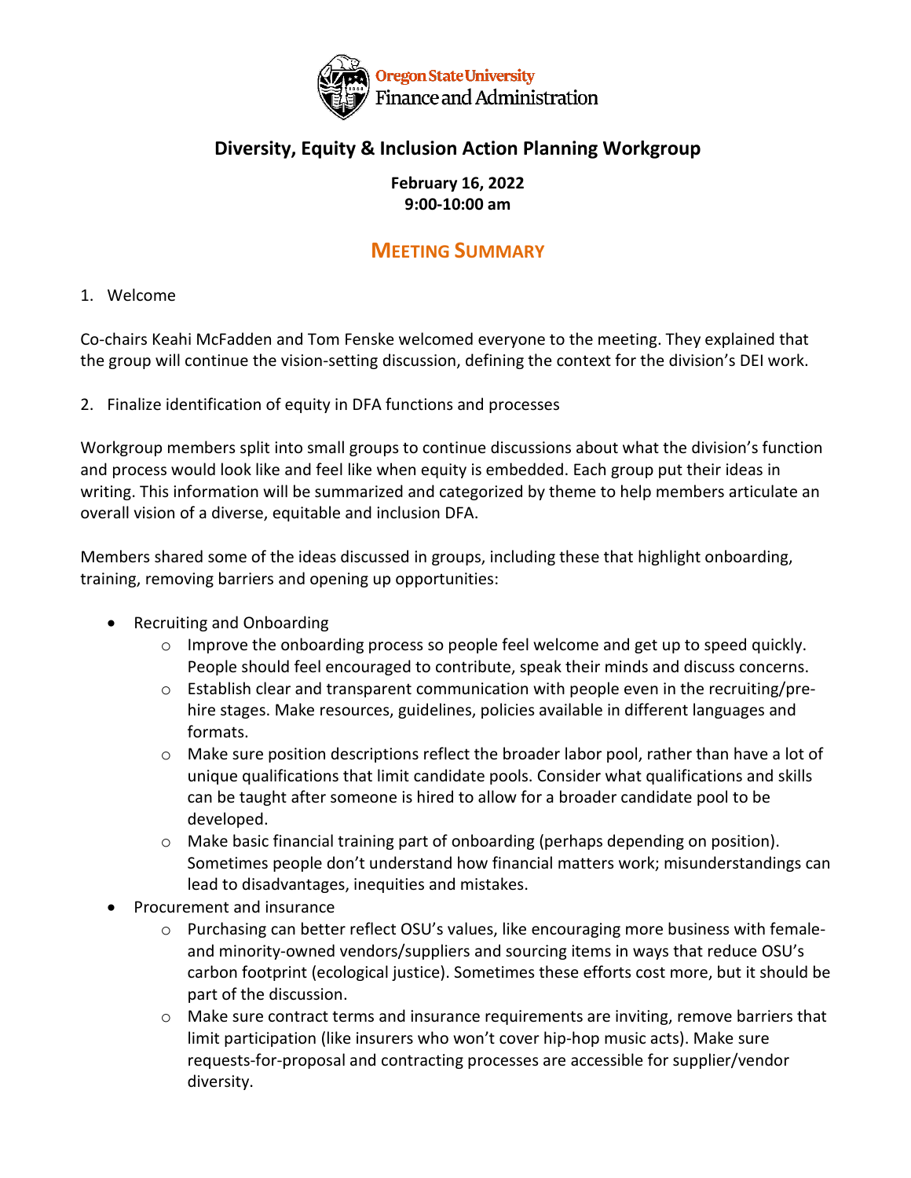Oregon State University
Finance and Administration

# Diversity, Equity & Inclusion Action Planning Workgroup

**February 16, 2022**
**9:00-10:00 am**

## MEETING SUMMARY

1. Welcome

Co-chairs Keahi McFadden and Tom Fenske welcomed everyone to the meeting. They explained that the group will continue the vision-setting discussion, defining the context for the division's DEI work.

2. Finalize identification of equity in DFA functions and processes

Workgroup members split into small groups to continue discussions about what the division's function and process would look like and feel like when equity is embedded. Each group put their ideas in writing. This information will be summarized and categorized by theme to help members articulate an overall vision of a diverse, equitable and inclusion DFA.

Members shared some of the ideas discussed in groups, including these that highlight onboarding, training, removing barriers and opening up opportunities:

- Recruiting and Onboarding
  - Improve the onboarding process so people feel welcome and get up to speed quickly. People should feel encouraged to contribute, speak their minds and discuss concerns.
  - Establish clear and transparent communication with people even in the recruiting/pre-hire stages. Make resources, guidelines, policies available in different languages and formats.
  - Make sure position descriptions reflect the broader labor pool, rather than have a lot of unique qualifications that limit candidate pools. Consider what qualifications and skills can be taught after someone is hired to allow for a broader candidate pool to be developed.
  - Make basic financial training part of onboarding (perhaps depending on position). Sometimes people don't understand how financial matters work; misunderstandings can lead to disadvantages, inequities and mistakes.
- Procurement and insurance
  - Purchasing can better reflect OSU's values, like encouraging more business with female- and minority-owned vendors/suppliers and sourcing items in ways that reduce OSU's carbon footprint (ecological justice). Sometimes these efforts cost more, but it should be part of the discussion.
  - Make sure contract terms and insurance requirements are inviting, remove barriers that limit participation (like insurers who won't cover hip-hop music acts). Make sure requests-for-proposal and contracting processes are accessible for supplier/vendor diversity.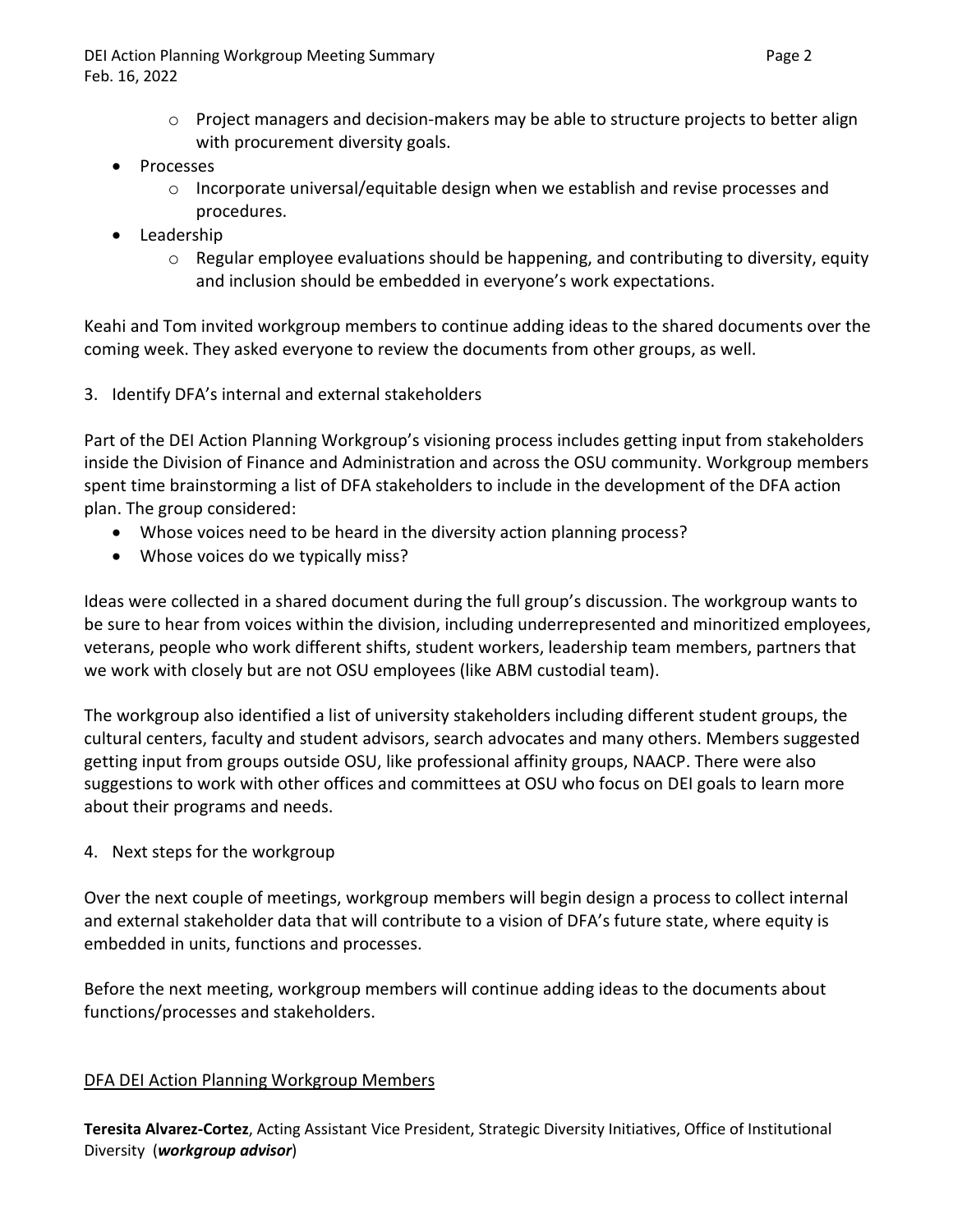- Project managers and decision-makers may be able to structure projects to better align with procurement diversity goals.
- Processes
    - Incorporate universal/equitable design when we establish and revise processes and procedures.
- Leadership
    - Regular employee evaluations should be happening, and contributing to diversity, equity and inclusion should be embedded in everyone's work expectations.

Keahi and Tom invited workgroup members to continue adding ideas to the shared documents over the coming week. They asked everyone to review the documents from other groups, as well.

3. Identify DFA's internal and external stakeholders

Part of the DEI Action Planning Workgroup's visioning process includes getting input from stakeholders inside the Division of Finance and Administration and across the OSU community. Workgroup members spent time brainstorming a list of DFA stakeholders to include in the development of the DFA action plan. The group considered:

- Whose voices need to be heard in the diversity action planning process?
- Whose voices do we typically miss?

Ideas were collected in a shared document during the full group's discussion. The workgroup wants to be sure to hear from voices within the division, including underrepresented and minoritized employees, veterans, people who work different shifts, student workers, leadership team members, partners that we work with closely but are not OSU employees (like ABM custodial team).

The workgroup also identified a list of university stakeholders including different student groups, the cultural centers, faculty and student advisors, search advocates and many others. Members suggested getting input from groups outside OSU, like professional affinity groups, NAACP. There were also suggestions to work with other offices and committees at OSU who focus on DEI goals to learn more about their programs and needs.

4. Next steps for the workgroup

Over the next couple of meetings, workgroup members will begin design a process to collect internal and external stakeholder data that will contribute to a vision of DFA's future state, where equity is embedded in units, functions and processes.

Before the next meeting, workgroup members will continue adding ideas to the documents about functions/processes and stakeholders.

<u>DFA DEI Action Planning Workgroup Members</u>

**Teresita Alvarez-Cortez**, Acting Assistant Vice President, Strategic Diversity Initiatives, Office of Institutional Diversity (***workgroup advisor***)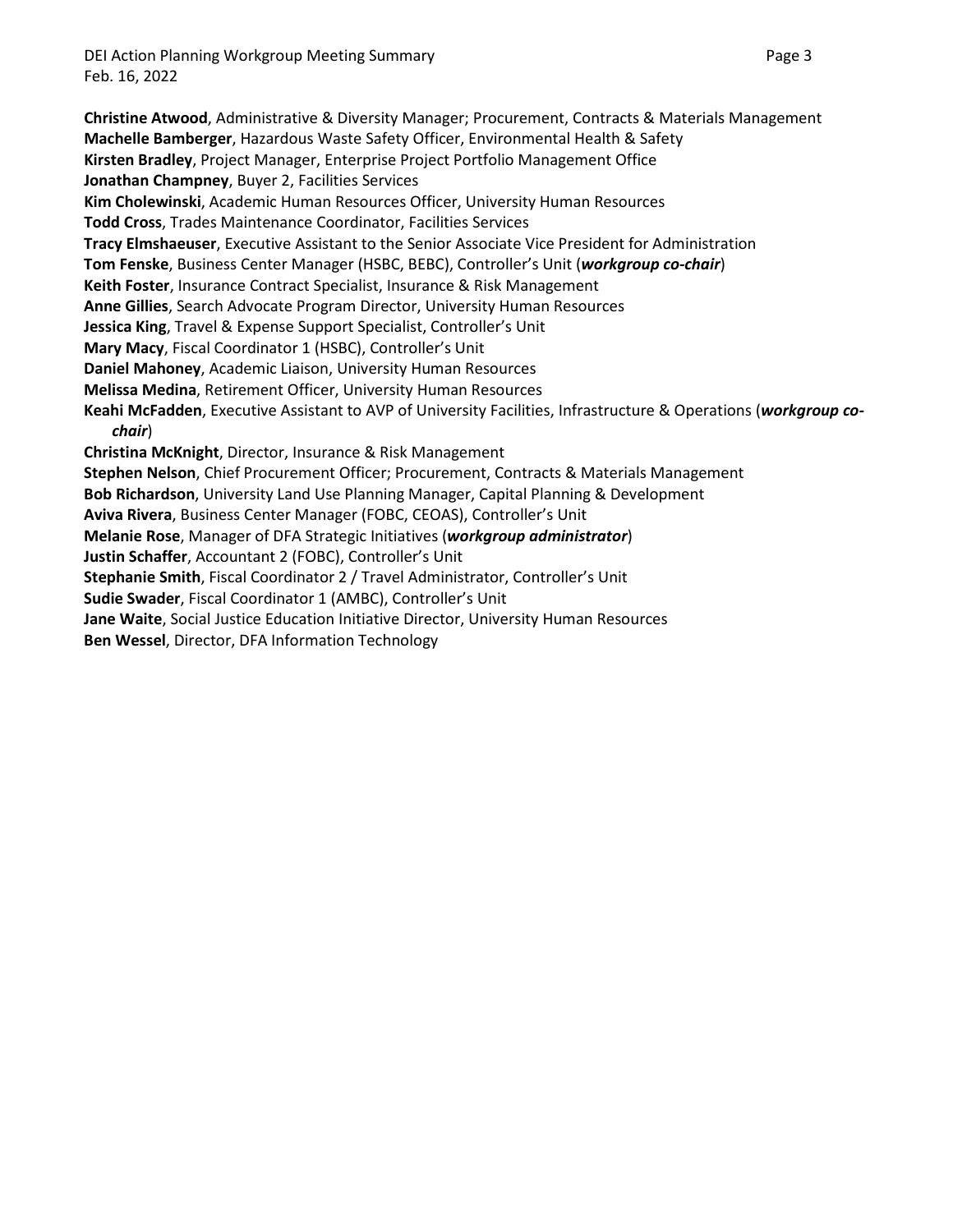**Christine Atwood**, Administrative & Diversity Manager; Procurement, Contracts & Materials Management
**Machelle Bamberger**, Hazardous Waste Safety Officer, Environmental Health & Safety
**Kirsten Bradley**, Project Manager, Enterprise Project Portfolio Management Office
**Jonathan Champney**, Buyer 2, Facilities Services
**Kim Cholewinski**, Academic Human Resources Officer, University Human Resources
**Todd Cross**, Trades Maintenance Coordinator, Facilities Services
**Tracy Elmshaeuser**, Executive Assistant to the Senior Associate Vice President for Administration
**Tom Fenske**, Business Center Manager (HSBC, BEBC), Controller's Unit (***workgroup co-chair***)
**Keith Foster**, Insurance Contract Specialist, Insurance & Risk Management
**Anne Gillies**, Search Advocate Program Director, University Human Resources
**Jessica King**, Travel & Expense Support Specialist, Controller's Unit
**Mary Macy**, Fiscal Coordinator 1 (HSBC), Controller's Unit
**Daniel Mahoney**, Academic Liaison, University Human Resources
**Melissa Medina**, Retirement Officer, University Human Resources
**Keahi McFadden**, Executive Assistant to AVP of University Facilities, Infrastructure & Operations (***workgroup co-chair***)
**Christina McKnight**, Director, Insurance & Risk Management
**Stephen Nelson**, Chief Procurement Officer; Procurement, Contracts & Materials Management
**Bob Richardson**, University Land Use Planning Manager, Capital Planning & Development
**Aviva Rivera**, Business Center Manager (FOBC, CEOAS), Controller's Unit
**Melanie Rose**, Manager of DFA Strategic Initiatives (***workgroup administrator***)
**Justin Schaffer**, Accountant 2 (FOBC), Controller's Unit
**Stephanie Smith**, Fiscal Coordinator 2 / Travel Administrator, Controller's Unit
**Sudie Swader**, Fiscal Coordinator 1 (AMBC), Controller's Unit
**Jane Waite**, Social Justice Education Initiative Director, University Human Resources
**Ben Wessel**, Director, DFA Information Technology